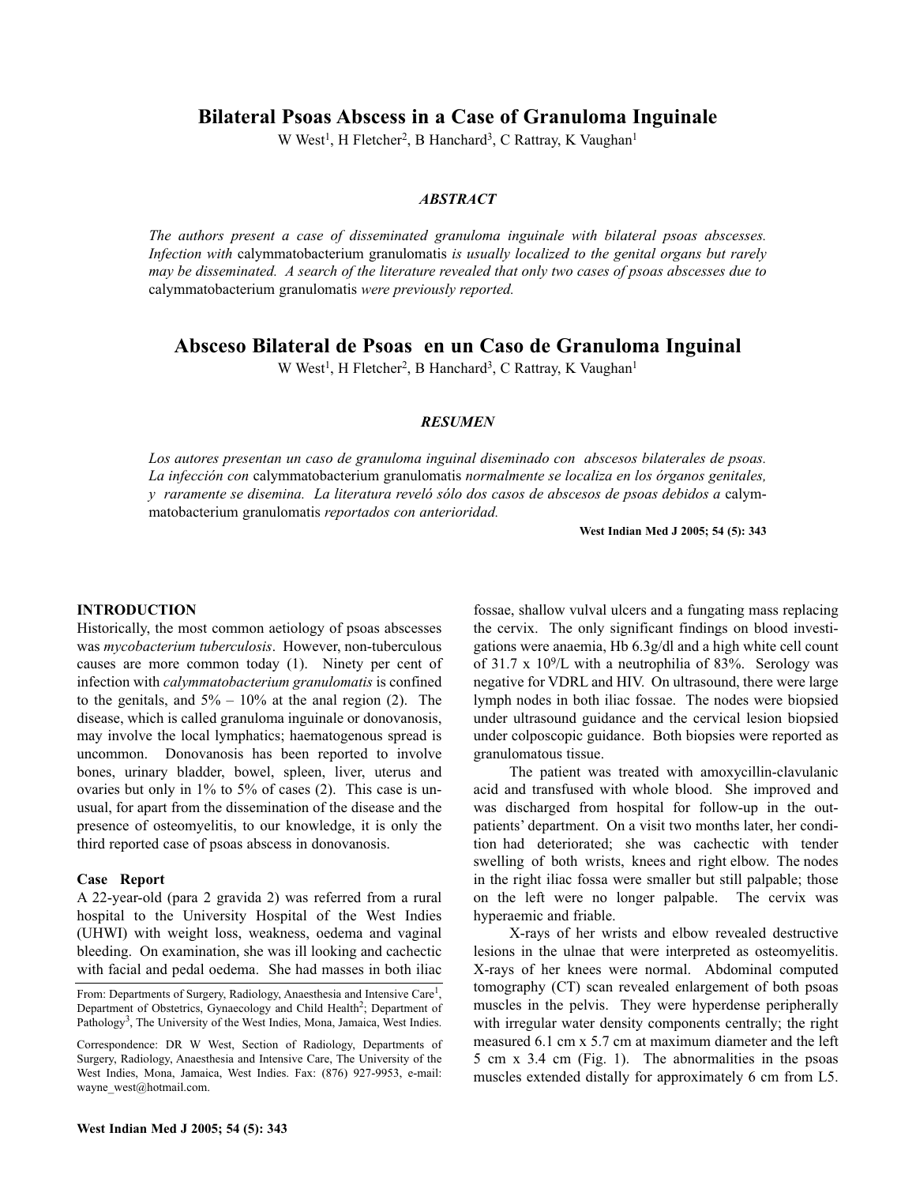# Bilateral Psoas Abscess in a Case of Granuloma Inguinale

W West[1], H Fletcher[2], B Hanchard[3], C Rattray, K Vaughan[1]

### *ABSTRACT*

*The authors present a case of disseminated granuloma inguinale with bilateral psoas abscesses. Infection with* calymmatobacterium granulomatis *is usually localized to the genital organs but rarely may be disseminated. A search of the literature revealed that only two cases of psoas abscesses due to* calymmatobacterium granulomatis *were previously reported.*

# Absceso Bilateral de Psoas en un Caso de Granuloma Inguinal

W West[1], H Fletcher[2], B Hanchard[3], C Rattray, K Vaughan[1]

### *RESUMEN*

*Los autores presentan un caso de granuloma inguinal diseminado con abscesos bilaterales de psoas. La infección con* calymmatobacterium granulomatis *normalmente se localiza en los órganos genitales, y raramente se disemina. La literatura reveló sólo dos casos de abscesos de psoas debidos a* calymmatobacterium granulomatis *reportados con anterioridad.*

**West Indian Med J 2005; 54 (5): 343**

## INTRODUCTION

Historically, the most common aetiology of psoas abscesses was *mycobacterium tuberculosis*. However, non-tuberculous causes are more common today (1). Ninety per cent of infection with *calymmatobacterium granulomatis* is confined to the genitals, and 5% – 10% at the anal region (2). The disease, which is called granuloma inguinale or donovanosis, may involve the local lymphatics; haematogenous spread is uncommon. Donovanosis has been reported to involve bones, urinary bladder, bowel, spleen, liver, uterus and ovaries but only in 1% to 5% of cases (2). This case is unusual, for apart from the dissemination of the disease and the presence of osteomyelitis, to our knowledge, it is only the third reported case of psoas abscess in donovanosis.

### Case Report

A 22-year-old (para 2 gravida 2) was referred from a rural hospital to the University Hospital of the West Indies (UHWI) with weight loss, weakness, oedema and vaginal bleeding. On examination, she was ill looking and cachectic with facial and pedal oedema. She had masses in both iliac fossae, shallow vulval ulcers and a fungating mass replacing the cervix. The only significant findings on blood investigations were anaemia, Hb 6.3g/dl and a high white cell count of 31.7 x $10^9$/L with a neutrophilia of 83%. Serology was negative for VDRL and HIV. On ultrasound, there were large lymph nodes in both iliac fossae. The nodes were biopsied under ultrasound guidance and the cervical lesion biopsied under colposcopic guidance. Both biopsies were reported as granulomatous tissue.

The patient was treated with amoxycillin-clavulanic acid and transfused with whole blood. She improved and was discharged from hospital for follow-up in the outpatients' department. On a visit two months later, her condition had deteriorated; she was cachectic with tender swelling of both wrists, knees and right elbow. The nodes in the right iliac fossa were smaller but still palpable; those on the left were no longer palpable. The cervix was hyperaemic and friable.

X-rays of her wrists and elbow revealed destructive lesions in the ulnae that were interpreted as osteomyelitis. X-rays of her knees were normal. Abdominal computed tomography (CT) scan revealed enlargement of both psoas muscles in the pelvis. They were hyperdense peripherally with irregular water density components centrally; the right measured 6.1 cm x 5.7 cm at maximum diameter and the left 5 cm x 3.4 cm (Fig. 1). The abnormalities in the psoas muscles extended distally for approximately 6 cm from L5.

---

From: Departments of Surgery, Radiology, Anaesthesia and Intensive Care[1], Department of Obstetrics, Gynaecology and Child Health[2]; Department of Pathology[3], The University of the West Indies, Mona, Jamaica, West Indies.

Correspondence: DR W West, Section of Radiology, Departments of Surgery, Radiology, Anaesthesia and Intensive Care, The University of the West Indies, Mona, Jamaica, West Indies. Fax: (876) 927-9953, e-mail: wayne_west@hotmail.com.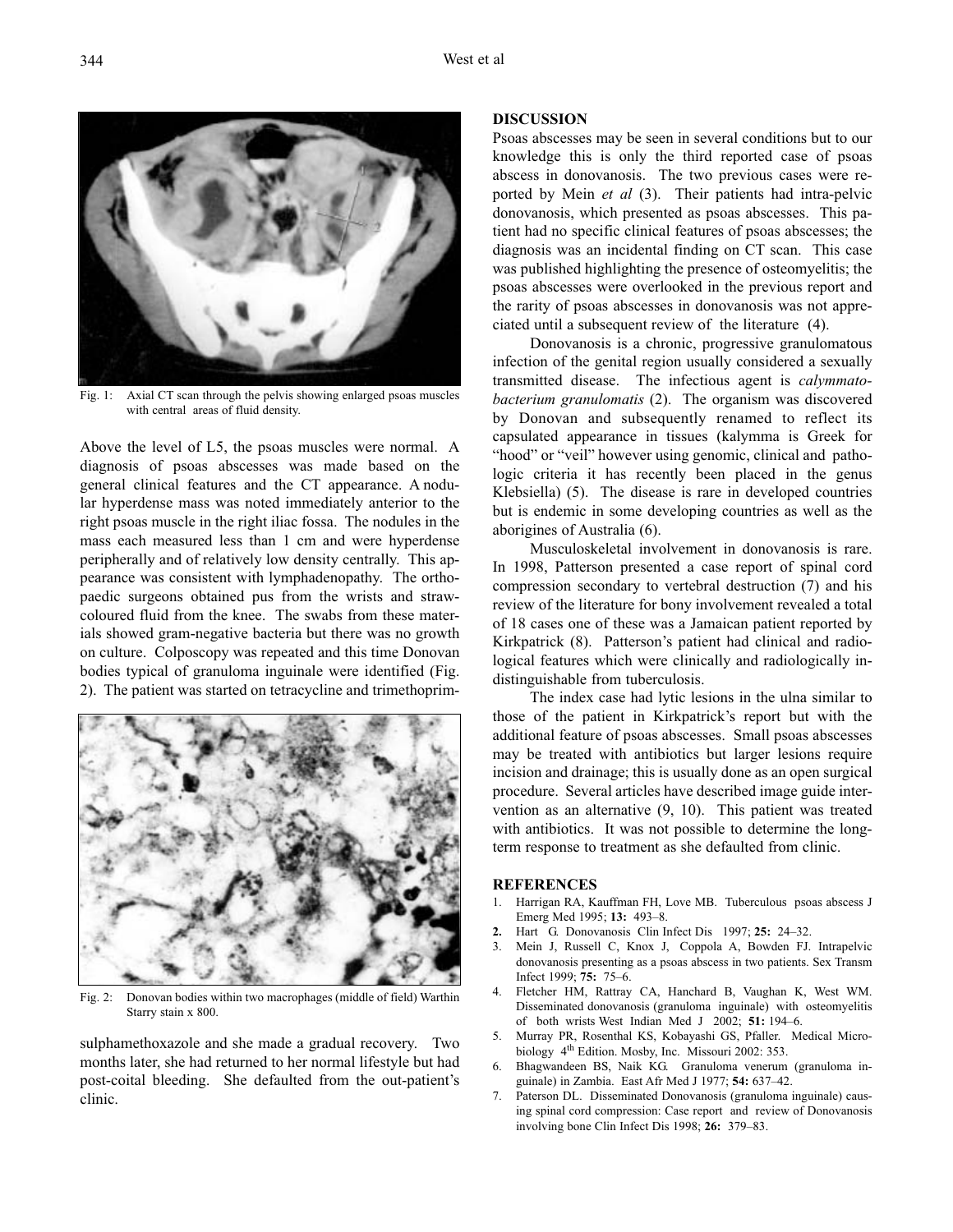Fig. 1: Axial CT scan through the pelvis showing enlarged psoas muscles with central areas of fluid density.

Above the level of L5, the psoas muscles were normal. A diagnosis of psoas abscesses was made based on the general clinical features and the CT appearance. A nodular hyperdense mass was noted immediately anterior to the right psoas muscle in the right iliac fossa. The nodules in the mass each measured less than 1 cm and were hyperdense peripherally and of relatively low density centrally. This appearance was consistent with lymphadenopathy. The orthopaedic surgeons obtained pus from the wrists and straw-coloured fluid from the knee. The swabs from these materials showed gram-negative bacteria but there was no growth on culture. Colposcopy was repeated and this time Donovan bodies typical of granuloma inguinale were identified (Fig. 2). The patient was started on tetracycline and trimethoprim-sulphamethoxazole and she made a gradual recovery. Two months later, she had returned to her normal lifestyle but had post-coital bleeding. She defaulted from the out-patient's clinic.

Fig. 2: Donovan bodies within two macrophages (middle of field) Warthin Starry stain x 800.

## DISCUSSION

Psoas abscesses may be seen in several conditions but to our knowledge this is only the third reported case of psoas abscess in donovanosis. The two previous cases were reported by Mein *et al* (3). Their patients had intra-pelvic donovanosis, which presented as psoas abscesses. This patient had no specific clinical features of psoas abscesses; the diagnosis was an incidental finding on CT scan. This case was published highlighting the presence of osteomyelitis; the psoas abscesses were overlooked in the previous report and the rarity of psoas abscesses in donovanosis was not appreciated until a subsequent review of the literature (4).

Donovanosis is a chronic, progressive granulomatous infection of the genital region usually considered a sexually transmitted disease. The infectious agent is *calymmatobacterium granulomatis* (2). The organism was discovered by Donovan and subsequently renamed to reflect its capsulated appearance in tissues (kalymma is Greek for "hood" or "veil" however using genomic, clinical and pathologic criteria it has recently been placed in the genus Klebsiella) (5). The disease is rare in developed countries but is endemic in some developing countries as well as the aborigines of Australia (6).

Musculoskeletal involvement in donovanosis is rare. In 1998, Patterson presented a case report of spinal cord compression secondary to vertebral destruction (7) and his review of the literature for bony involvement revealed a total of 18 cases one of these was a Jamaican patient reported by Kirkpatrick (8). Patterson's patient had clinical and radiological features which were clinically and radiologically indistinguishable from tuberculosis.

The index case had lytic lesions in the ulna similar to those of the patient in Kirkpatrick's report but with the additional feature of psoas abscesses. Small psoas abscesses may be treated with antibiotics but larger lesions require incision and drainage; this is usually done as an open surgical procedure. Several articles have described image guide intervention as an alternative (9, 10). This patient was treated with antibiotics. It was not possible to determine the long-term response to treatment as she defaulted from clinic.

## REFERENCES

1. Harrigan RA, Kauffman FH, Love MB. Tuberculous psoas abscess J Emerg Med 1995; **13:** 493–8.
2. Hart G. Donovanosis Clin Infect Dis 1997; **25:** 24–32.
3. Mein J, Russell C, Knox J, Coppola A, Bowden FJ. Intrapelvic donovanosis presenting as a psoas abscess in two patients. Sex Transm Infect 1999; **75:** 75–6.
4. Fletcher HM, Rattray CA, Hanchard B, Vaughan K, West WM. Disseminated donovanosis (granuloma inguinale) with osteomyelitis of both wrists West Indian Med J 2002; **51:** 194–6.
5. Murray PR, Rosenthal KS, Kobayashi GS, Pfaller. Medical Microbiology 4th Edition. Mosby, Inc. Missouri 2002: 353.
6. Bhagwandeen BS, Naik KG. Granuloma venerum (granuloma inguinale) in Zambia. East Afr Med J 1977; **54:** 637–42.
7. Paterson DL. Disseminated Donovanosis (granuloma inguinale) causing spinal cord compression: Case report and review of Donovanosis involving bone Clin Infect Dis 1998; **26:** 379–83.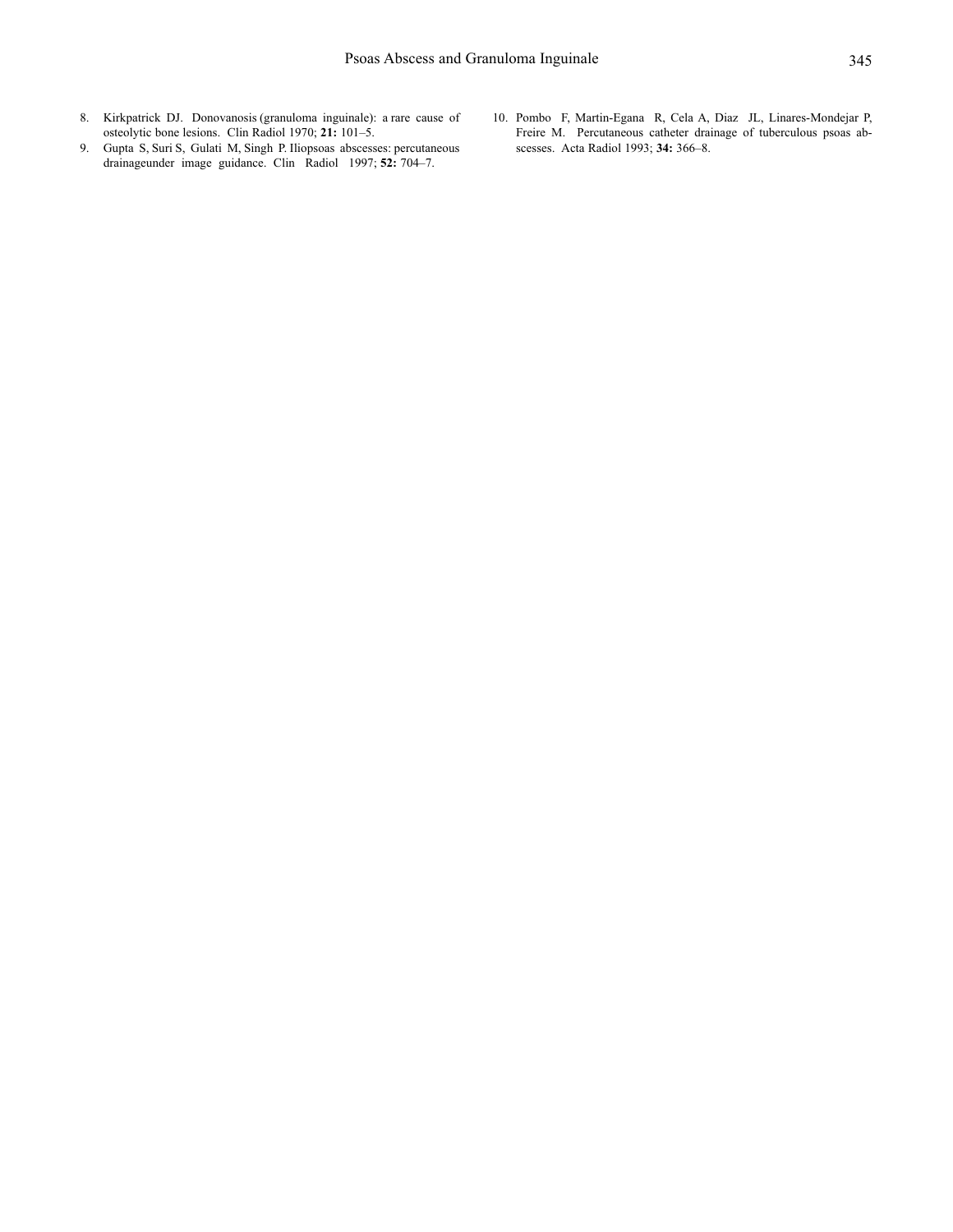8. Kirkpatrick DJ. Donovanosis (granuloma inguinale): a rare cause of osteolytic bone lesions. Clin Radiol 1970; **21:** 101–5.
9. Gupta S, Suri S, Gulati M, Singh P. Iliopsoas abscesses: percutaneous drainageunder image guidance. Clin Radiol 1997; **52:** 704–7.
10. Pombo F, Martin-Egana R, Cela A, Diaz JL, Linares-Mondejar P, Freire M. Percutaneous catheter drainage of tuberculous psoas abscesses. Acta Radiol 1993; **34:** 366–8.